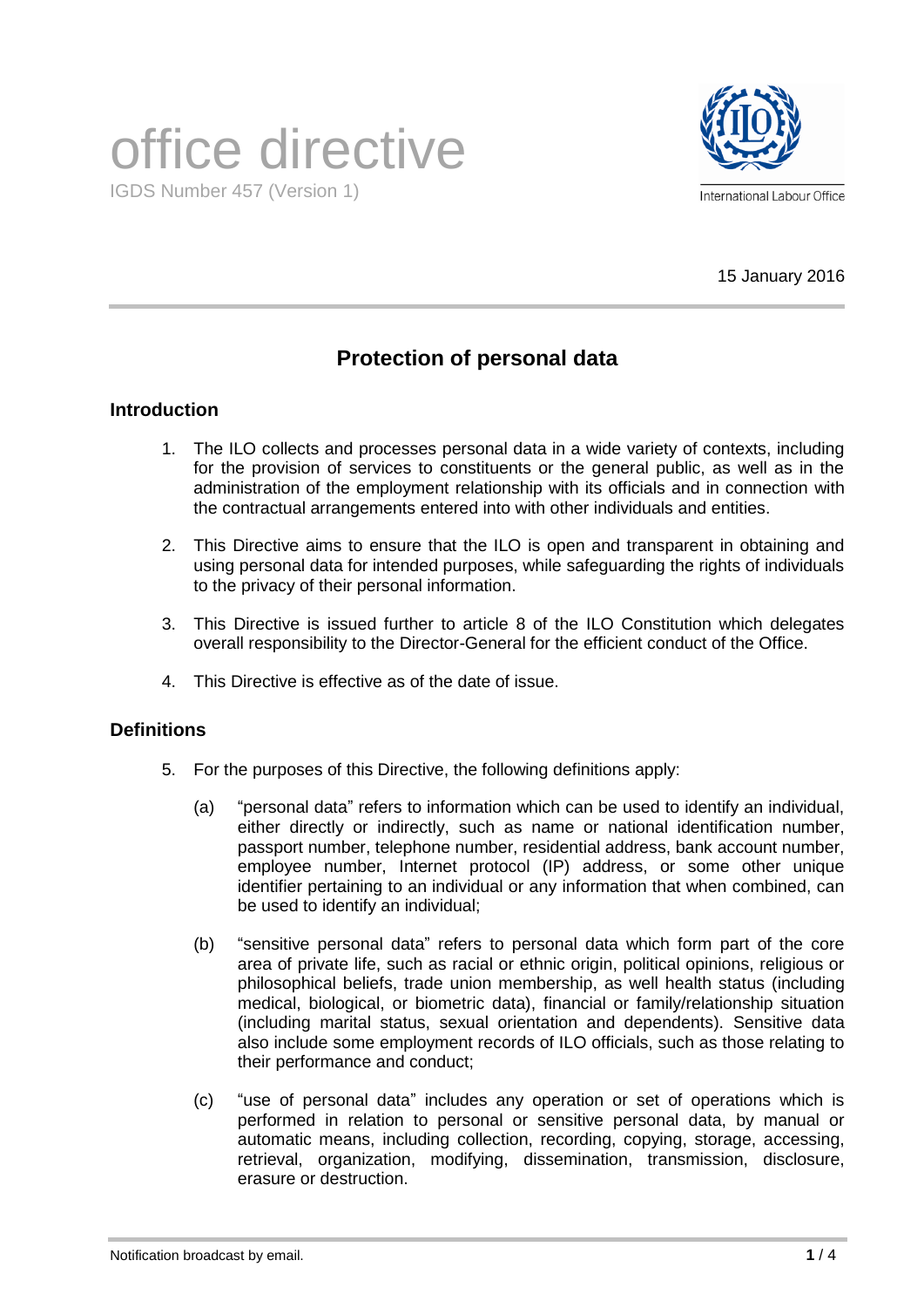# office directive

IGDS Number 457 (Version 1)

International Labour Office

15 January 2016

## Protection of personal data

### Introduction

1. The ILO collects and processes personal data in a wide variety of contexts, including for the provision of services to constituents or the general public, as well as in the administration of the employment relationship with its officials and in connection with the contractual arrangements entered into with other individuals and entities.

2. This Directive aims to ensure that the ILO is open and transparent in obtaining and using personal data for intended purposes, while safeguarding the rights of individuals to the privacy of their personal information.

3. This Directive is issued further to article 8 of the ILO Constitution which delegates overall responsibility to the Director-General for the efficient conduct of the Office.

4. This Directive is effective as of the date of issue.

### Definitions

5. For the purposes of this Directive, the following definitions apply:

   (a) "personal data" refers to information which can be used to identify an individual, either directly or indirectly, such as name or national identification number, passport number, telephone number, residential address, bank account number, employee number, Internet protocol (IP) address, or some other unique identifier pertaining to an individual or any information that when combined, can be used to identify an individual;

   (b) "sensitive personal data" refers to personal data which form part of the core area of private life, such as racial or ethnic origin, political opinions, religious or philosophical beliefs, trade union membership, as well as health status (including medical, biological, or biometric data), financial or family/relationship situation (including marital status, sexual orientation and dependents). Sensitive data also include some employment records of ILO officials, such as those relating to their performance and conduct;

   (c) "use of personal data" includes any operation or set of operations which is performed in relation to personal or sensitive personal data, by manual or automatic means, including collection, recording, copying, storage, accessing, retrieval, organization, modifying, dissemination, transmission, disclosure, erasure or destruction.

Notification broadcast by email.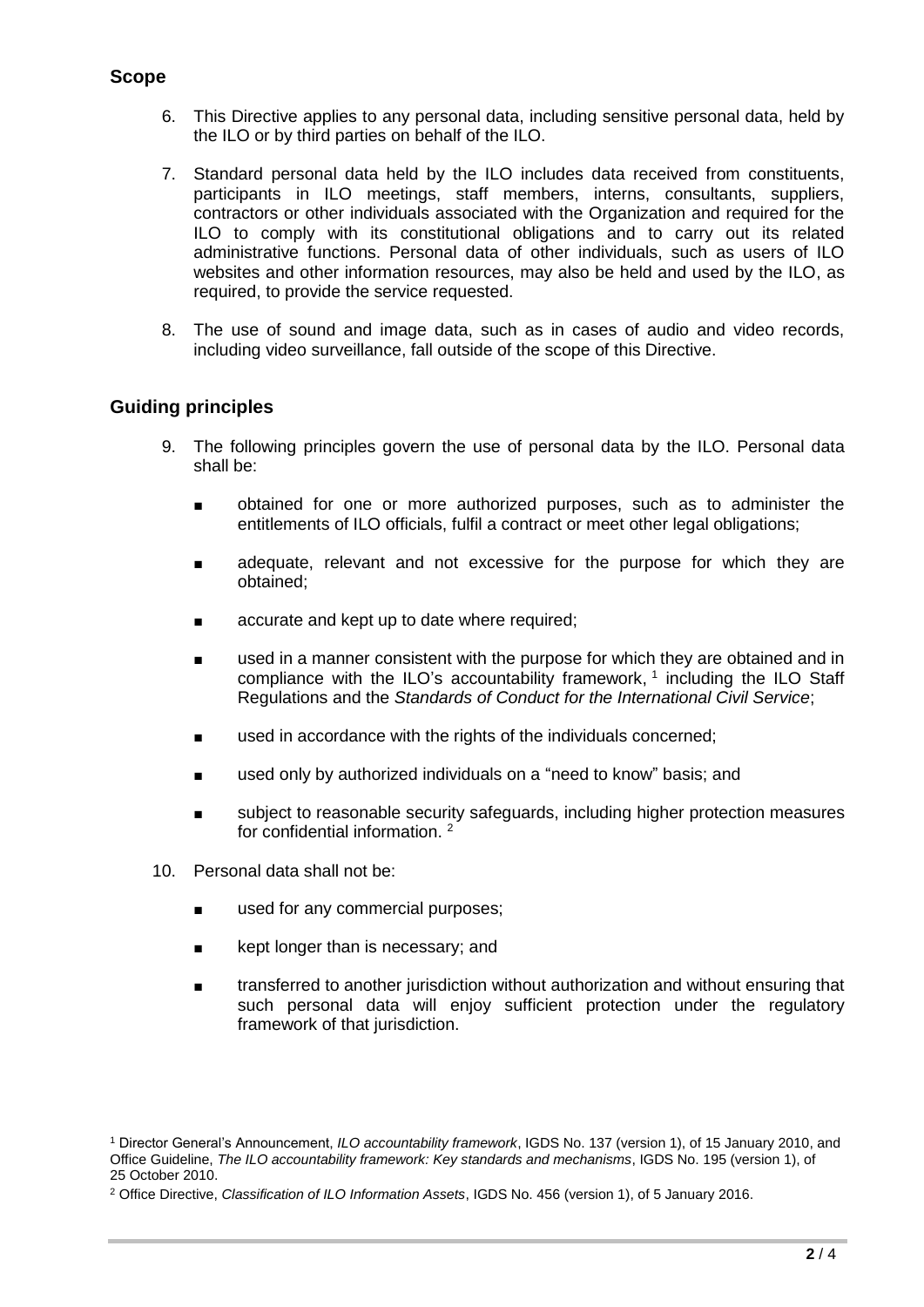## Scope

6. This Directive applies to any personal data, including sensitive personal data, held by the ILO or by third parties on behalf of the ILO.

7. Standard personal data held by the ILO includes data received from constituents, participants in ILO meetings, staff members, interns, consultants, suppliers, contractors or other individuals associated with the Organization and required for the ILO to comply with its constitutional obligations and to carry out its related administrative functions. Personal data of other individuals, such as users of ILO websites and other information resources, may also be held and used by the ILO, as required, to provide the service requested.

8. The use of sound and image data, such as in cases of audio and video records, including video surveillance, fall outside of the scope of this Directive.

## Guiding principles

9. The following principles govern the use of personal data by the ILO. Personal data shall be:

   - obtained for one or more authorized purposes, such as to administer the entitlements of ILO officials, fulfil a contract or meet other legal obligations;
   - adequate, relevant and not excessive for the purpose for which they are obtained;
   - accurate and kept up to date where required;
   - used in a manner consistent with the purpose for which they are obtained and in compliance with the ILO's accountability framework, [1] including the ILO Staff Regulations and the *Standards of Conduct for the International Civil Service*;
   - used in accordance with the rights of the individuals concerned;
   - used only by authorized individuals on a "need to know" basis; and
   - subject to reasonable security safeguards, including higher protection measures for confidential information. [2]

10. Personal data shall not be:

   - used for any commercial purposes;
   - kept longer than is necessary; and
   - transferred to another jurisdiction without authorization and without ensuring that such personal data will enjoy sufficient protection under the regulatory framework of that jurisdiction.

---

[1] Director General's Announcement, *ILO accountability framework*, IGDS No. 137 (version 1), of 15 January 2010, and Office Guideline, *The ILO accountability framework: Key standards and mechanisms*, IGDS No. 195 (version 1), of 25 October 2010.

[2] Office Directive, *Classification of ILO Information Assets*, IGDS No. 456 (version 1), of 5 January 2016.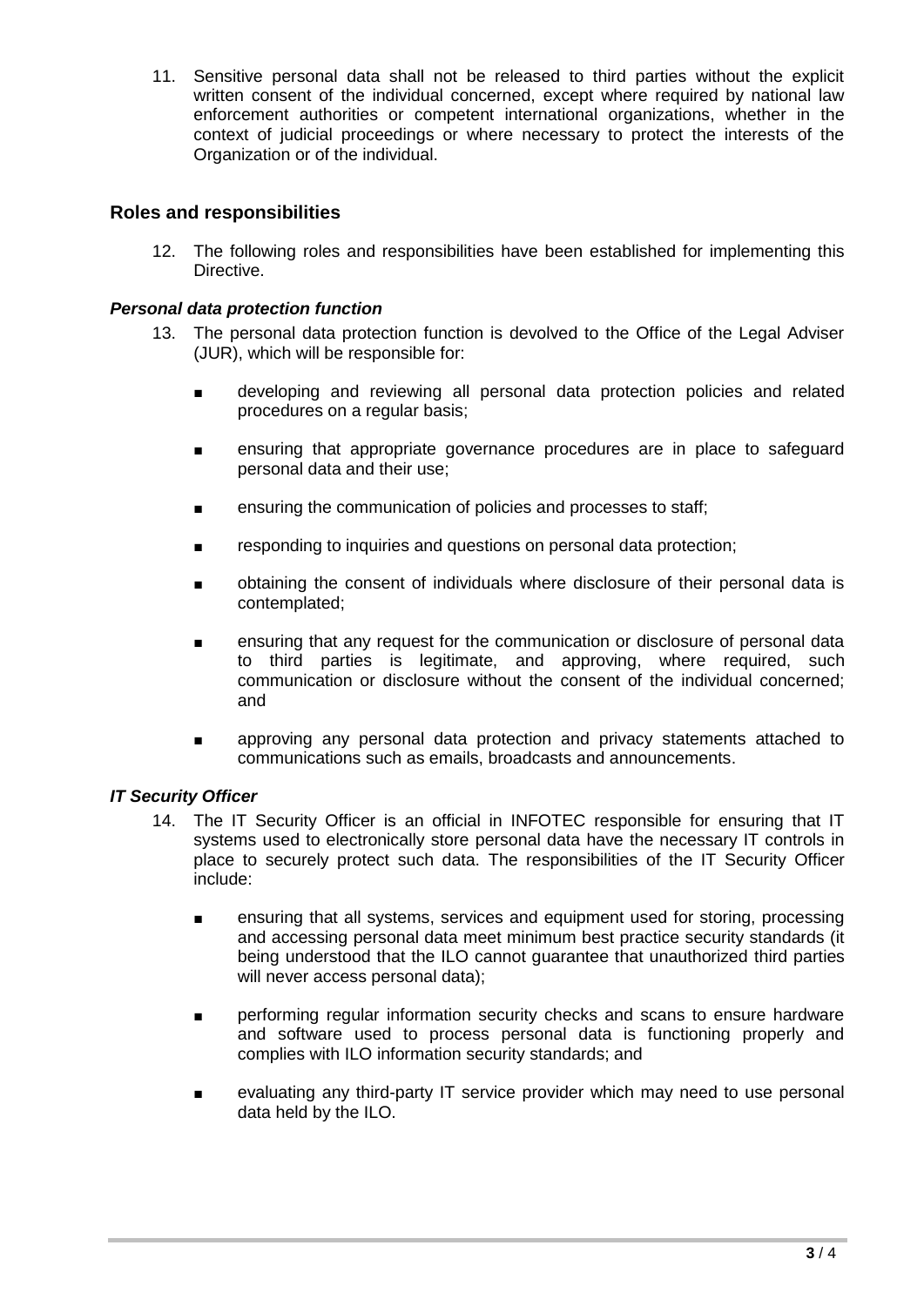11. Sensitive personal data shall not be released to third parties without the explicit written consent of the individual concerned, except where required by national law enforcement authorities or competent international organizations, whether in the context of judicial proceedings or where necessary to protect the interests of the Organization or of the individual.

## Roles and responsibilities

12. The following roles and responsibilities have been established for implementing this Directive.

### *Personal data protection function*

13. The personal data protection function is devolved to the Office of the Legal Adviser (JUR), which will be responsible for:

    - developing and reviewing all personal data protection policies and related procedures on a regular basis;
    - ensuring that appropriate governance procedures are in place to safeguard personal data and their use;
    - ensuring the communication of policies and processes to staff;
    - responding to inquiries and questions on personal data protection;
    - obtaining the consent of individuals where disclosure of their personal data is contemplated;
    - ensuring that any request for the communication or disclosure of personal data to third parties is legitimate, and approving, where required, such communication or disclosure without the consent of the individual concerned; and
    - approving any personal data protection and privacy statements attached to communications such as emails, broadcasts and announcements.

### *IT Security Officer*

14. The IT Security Officer is an official in INFOTEC responsible for ensuring that IT systems used to electronically store personal data have the necessary IT controls in place to securely protect such data. The responsibilities of the IT Security Officer include:

    - ensuring that all systems, services and equipment used for storing, processing and accessing personal data meet minimum best practice security standards (it being understood that the ILO cannot guarantee that unauthorized third parties will never access personal data);
    - performing regular information security checks and scans to ensure hardware and software used to process personal data is functioning properly and complies with ILO information security standards; and
    - evaluating any third-party IT service provider which may need to use personal data held by the ILO.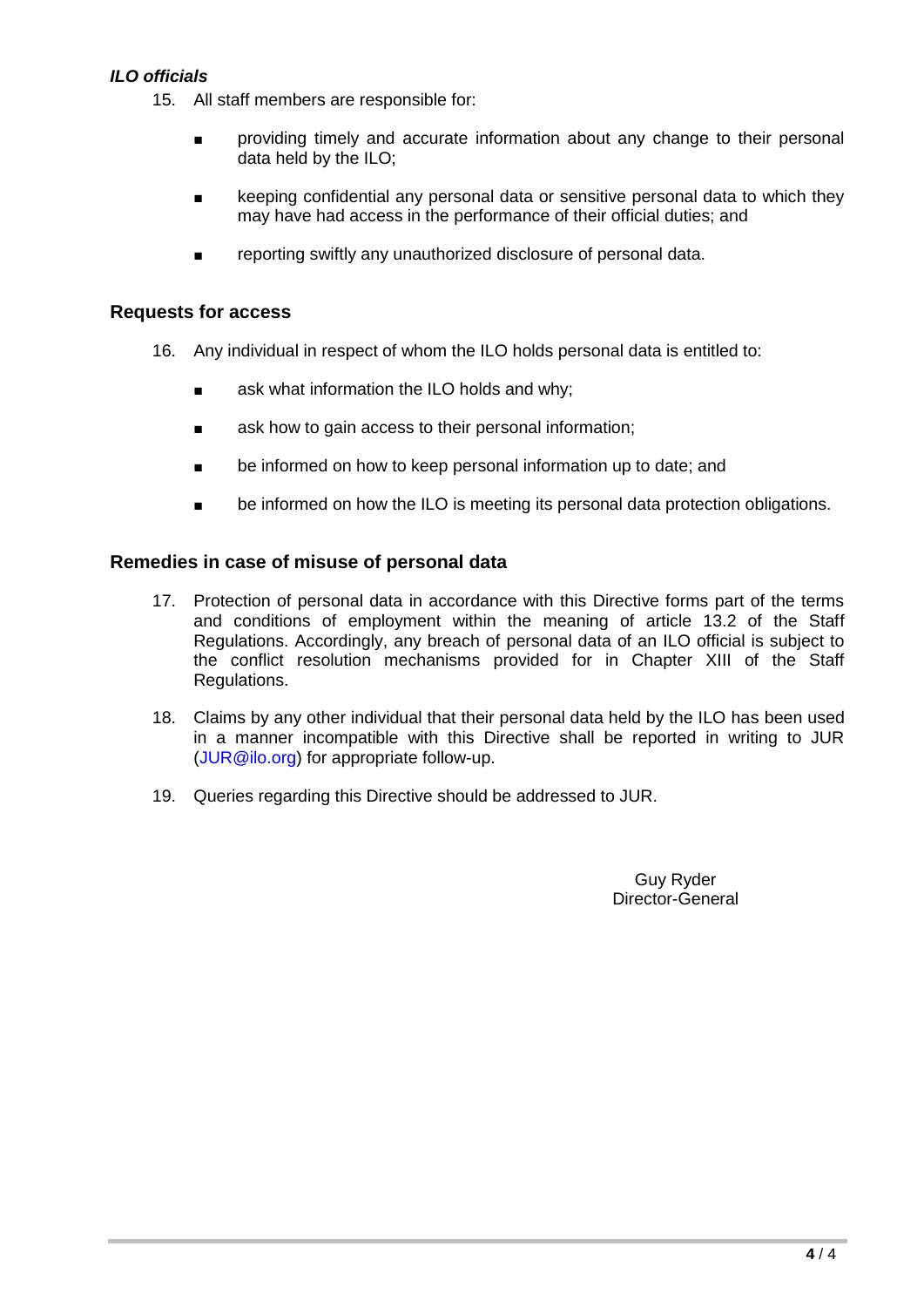***ILO officials***

15. All staff members are responsible for:

    - providing timely and accurate information about any change to their personal data held by the ILO;
    - keeping confidential any personal data or sensitive personal data to which they may have had access in the performance of their official duties; and
    - reporting swiftly any unauthorized disclosure of personal data.

## Requests for access

16. Any individual in respect of whom the ILO holds personal data is entitled to:

    - ask what information the ILO holds and why;
    - ask how to gain access to their personal information;
    - be informed on how to keep personal information up to date; and
    - be informed on how the ILO is meeting its personal data protection obligations.

## Remedies in case of misuse of personal data

17. Protection of personal data in accordance with this Directive forms part of the terms and conditions of employment within the meaning of article 13.2 of the Staff Regulations. Accordingly, any breach of personal data of an ILO official is subject to the conflict resolution mechanisms provided for in Chapter XIII of the Staff Regulations.

18. Claims by any other individual that their personal data held by the ILO has been used in a manner incompatible with this Directive shall be reported in writing to JUR (JUR@ilo.org) for appropriate follow-up.

19. Queries regarding this Directive should be addressed to JUR.

Guy Ryder
Director-General